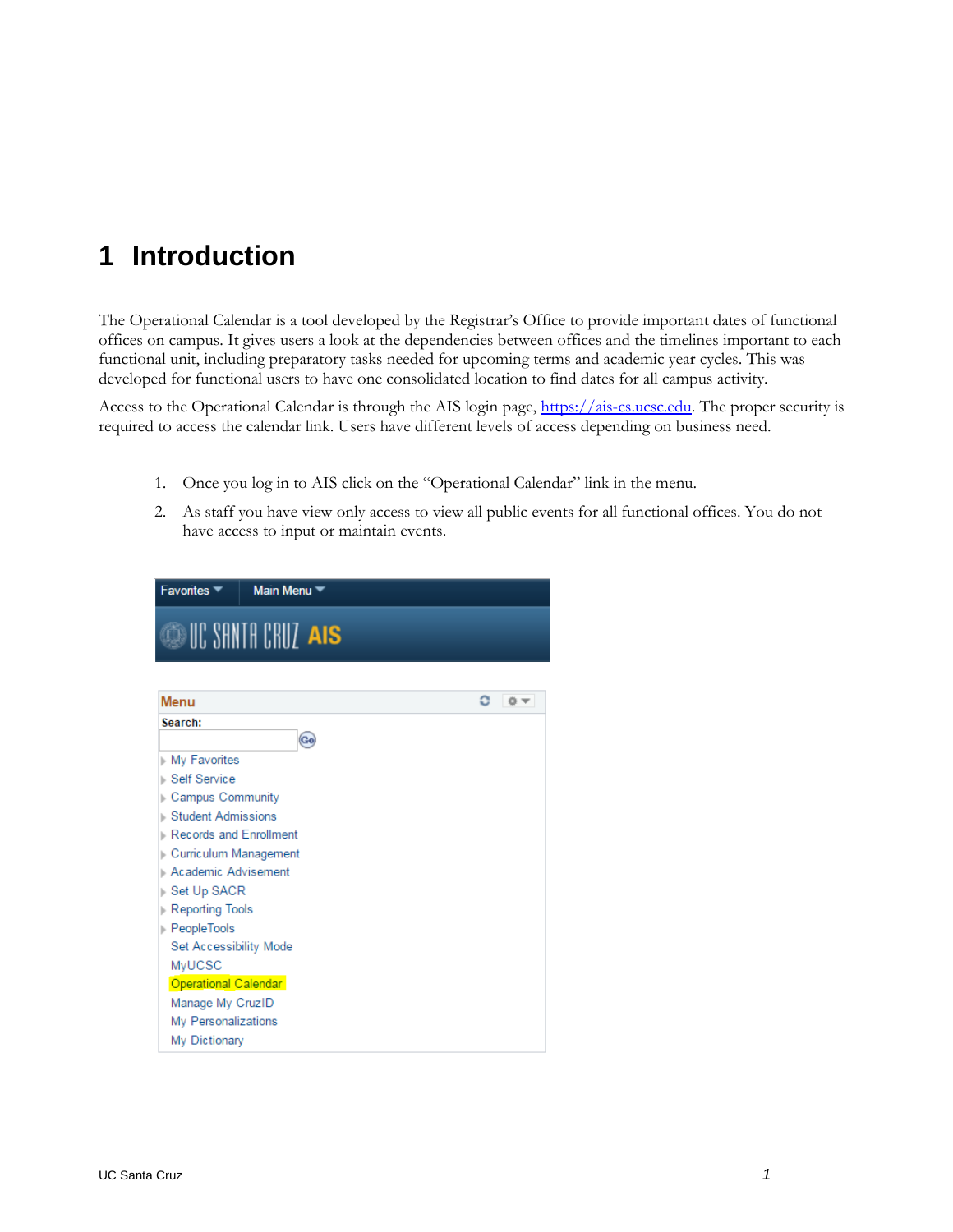# 1 Introduction

The Operational Calendar is a tool developed by the Registrar's Office to provide important dates of functional offices on campus. It gives users a look at the dependencies between offices and the timelines important to each functional unit, including preparatory tasks needed for upcoming terms and academic year cycles. This was developed for functional users to have one consolidated location to find dates for all campus activity.

Access to the Operational Calendar is through the AIS login page, https://ais-cs.ucsc.edu. The proper security is required to access the calendar link. Users have different levels of access depending on business need.

1. Once you log in to AIS click on the "Operational Calendar" link in the menu.
2. As staff you have view only access to view all public events for all functional offices. You do not have access to input or maintain events.

Favorites ▾ Main Menu ▾

UC SANTA CRUZ AIS

**Menu**

**Search:**

- My Favorites
- Self Service
- Campus Community
- Student Admissions
- Records and Enrollment
- Curriculum Management
- Academic Advisement
- Set Up SACR
- Reporting Tools
- PeopleTools
- Set Accessibility Mode
- MyUCSC
- Operational Calendar
- Manage My CruzID
- My Personalizations
- My Dictionary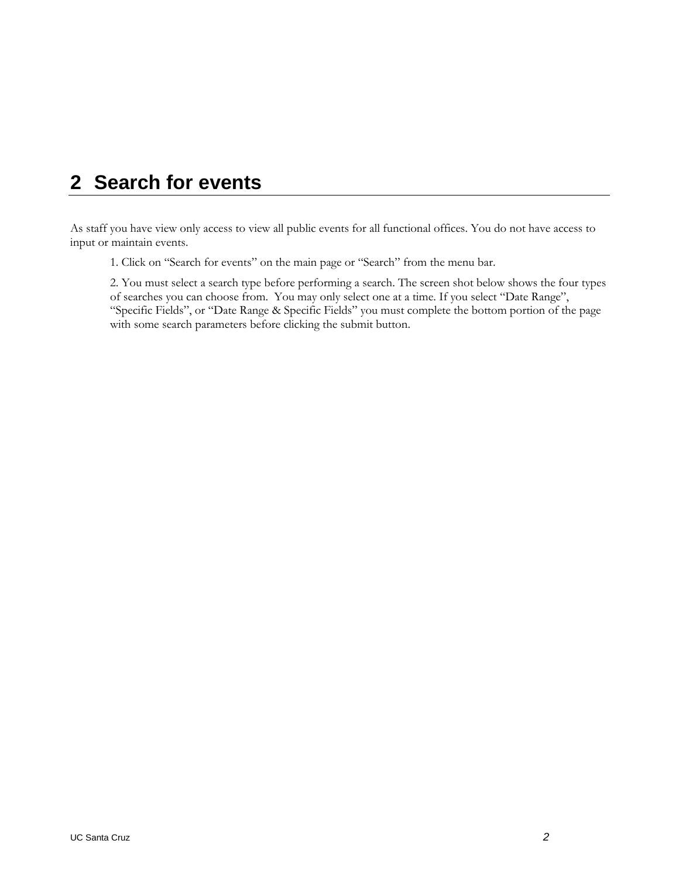# 2 Search for events

As staff you have view only access to view all public events for all functional offices. You do not have access to input or maintain events.

1. Click on "Search for events" on the main page or "Search" from the menu bar.

2. You must select a search type before performing a search. The screen shot below shows the four types of searches you can choose from. You may only select one at a time. If you select "Date Range", "Specific Fields", or "Date Range & Specific Fields" you must complete the bottom portion of the page with some search parameters before clicking the submit button.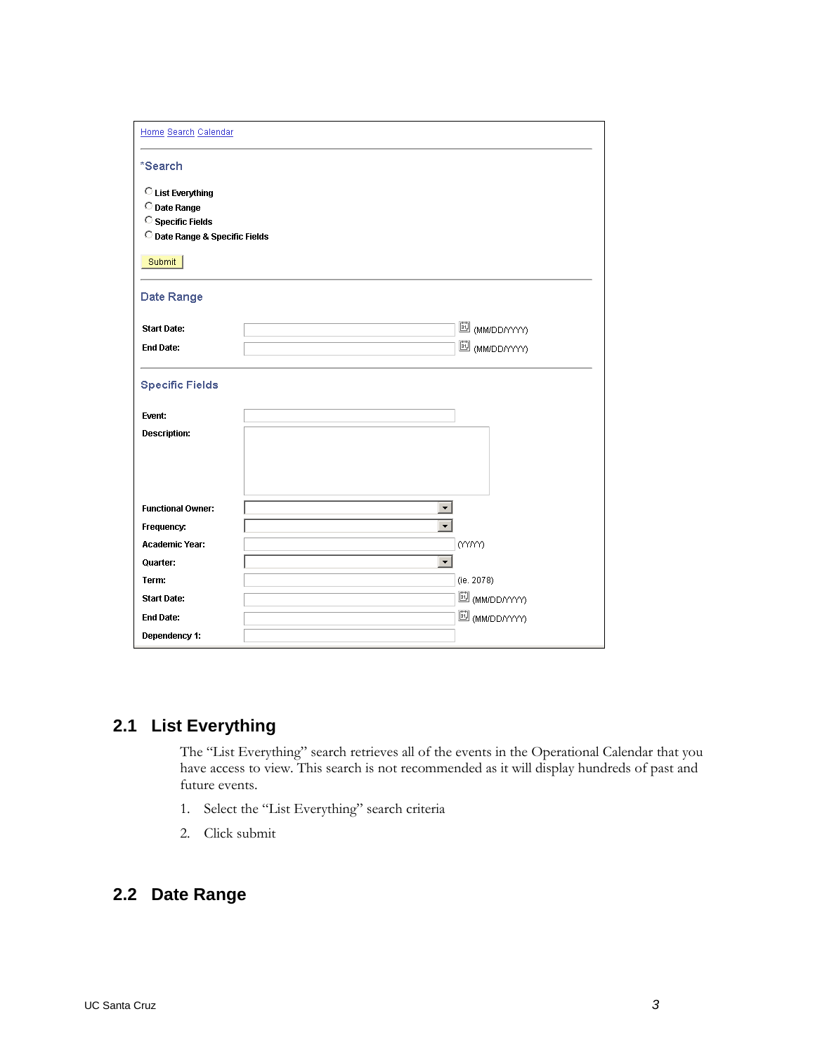Home Search Calendar

*Search

- List Everything
- Date Range
- Specific Fields
- Date Range & Specific Fields

Submit

Date Range

Start Date: (MM/DD/YYYY)

End Date: (MM/DD/YYYY)

Specific Fields

Event:

Description:

Functional Owner:

Frequency:

Academic Year: (YYYY)

Quarter:

Term: (ie. 2078)

Start Date: (MM/DD/YYYY)

End Date: (MM/DD/YYYY)

Dependency 1:

## 2.1 List Everything

The "List Everything" search retrieves all of the events in the Operational Calendar that you have access to view. This search is not recommended as it will display hundreds of past and future events.

1. Select the "List Everything" search criteria
2. Click submit

## 2.2 Date Range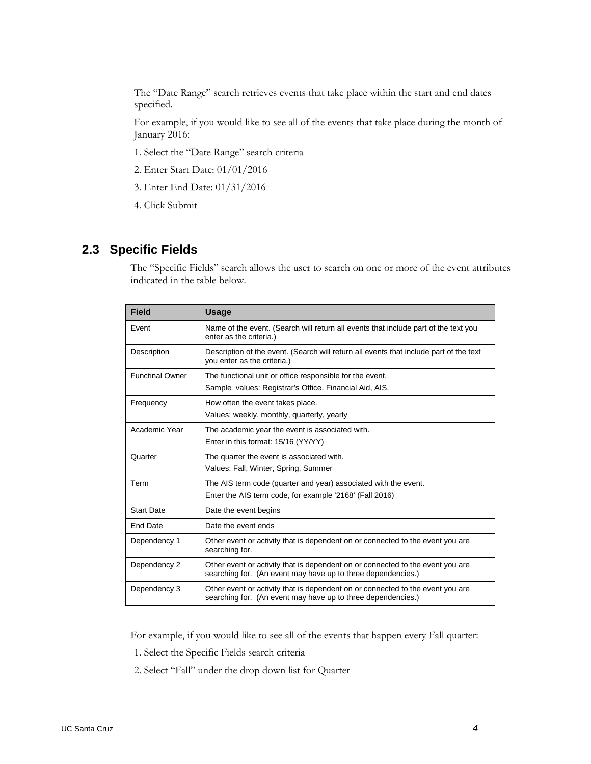The “Date Range” search retrieves events that take place within the start and end dates specified.

For example, if you would like to see all of the events that take place during the month of January 2016:

1. Select the “Date Range” search criteria
2. Enter Start Date: 01/01/2016
3. Enter End Date: 01/31/2016
4. Click Submit

## 2.3 Specific Fields

The “Specific Fields” search allows the user to search on one or more of the event attributes indicated in the table below.

| Field | Usage |
|---|---|
| Event | Name of the event. (Search will return all events that include part of the text you enter as the criteria.) |
| Description | Description of the event. (Search will return all events that include part of the text you enter as the criteria.) |
| Functinal Owner | The functional unit or office responsible for the event.<br>Sample values: Registrar's Office, Financial Aid, AIS, |
| Frequency | How often the event takes place.<br>Values: weekly, monthly, quarterly, yearly |
| Academic Year | The academic year the event is associated with.<br>Enter in this format: 15/16 (YY/YY) |
| Quarter | The quarter the event is associated with.<br>Values: Fall, Winter, Spring, Summer |
| Term | The AIS term code (quarter and year) associated with the event.<br>Enter the AIS term code, for example ‘2168’ (Fall 2016) |
| Start Date | Date the event begins |
| End Date | Date the event ends |
| Dependency 1 | Other event or activity that is dependent on or connected to the event you are searching for. |
| Dependency 2 | Other event or activity that is dependent on or connected to the event you are searching for. (An event may have up to three dependencies.) |
| Dependency 3 | Other event or activity that is dependent on or connected to the event you are searching for. (An event may have up to three dependencies.) |

For example, if you would like to see all of the events that happen every Fall quarter:

1. Select the Specific Fields search criteria
2. Select “Fall” under the drop down list for Quarter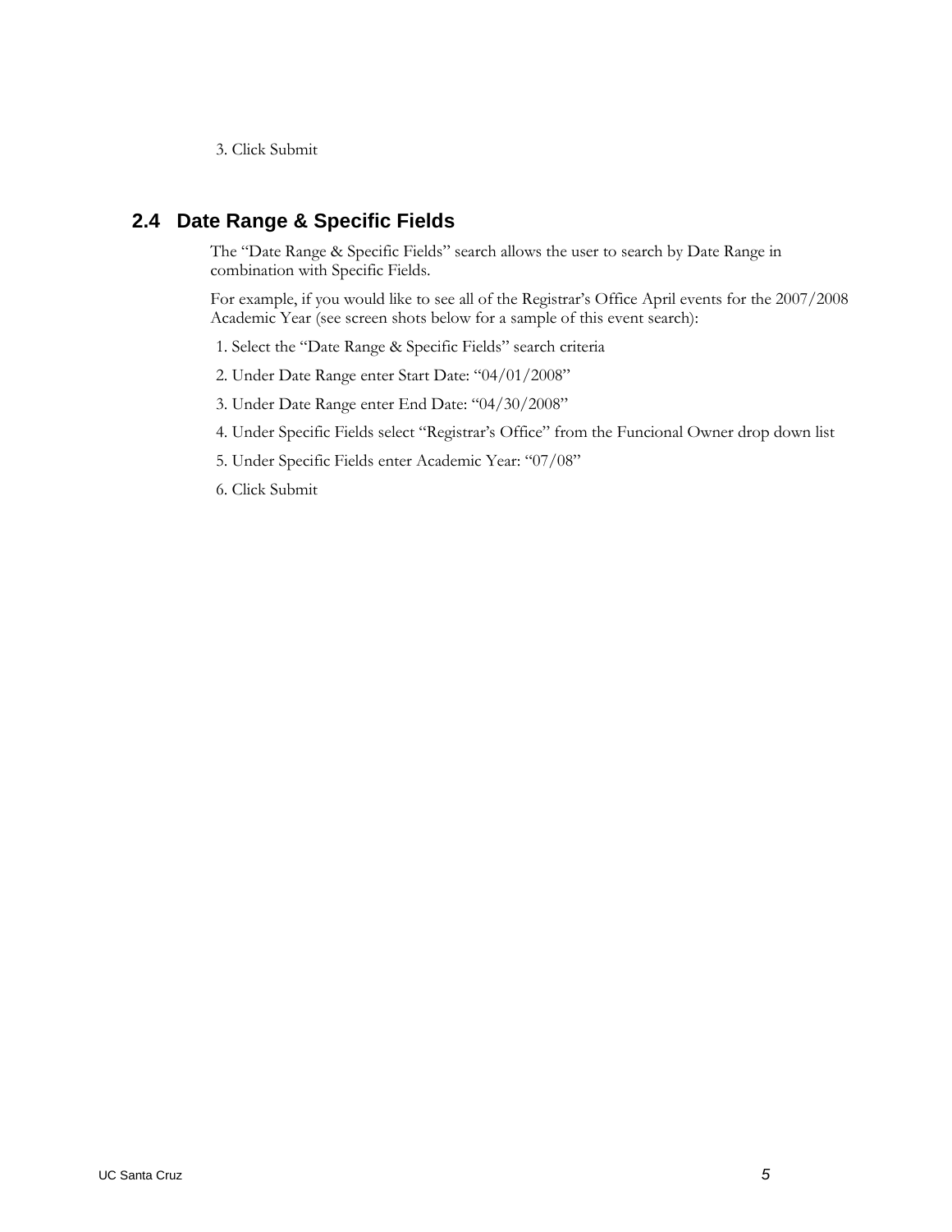3. Click Submit

## 2.4 Date Range & Specific Fields

The "Date Range & Specific Fields" search allows the user to search by Date Range in combination with Specific Fields.

For example, if you would like to see all of the Registrar's Office April events for the 2007/2008 Academic Year (see screen shots below for a sample of this event search):

1. Select the "Date Range & Specific Fields" search criteria
2. Under Date Range enter Start Date: "04/01/2008"
3. Under Date Range enter End Date: "04/30/2008"
4. Under Specific Fields select "Registrar's Office" from the Funcional Owner drop down list
5. Under Specific Fields enter Academic Year: "07/08"
6. Click Submit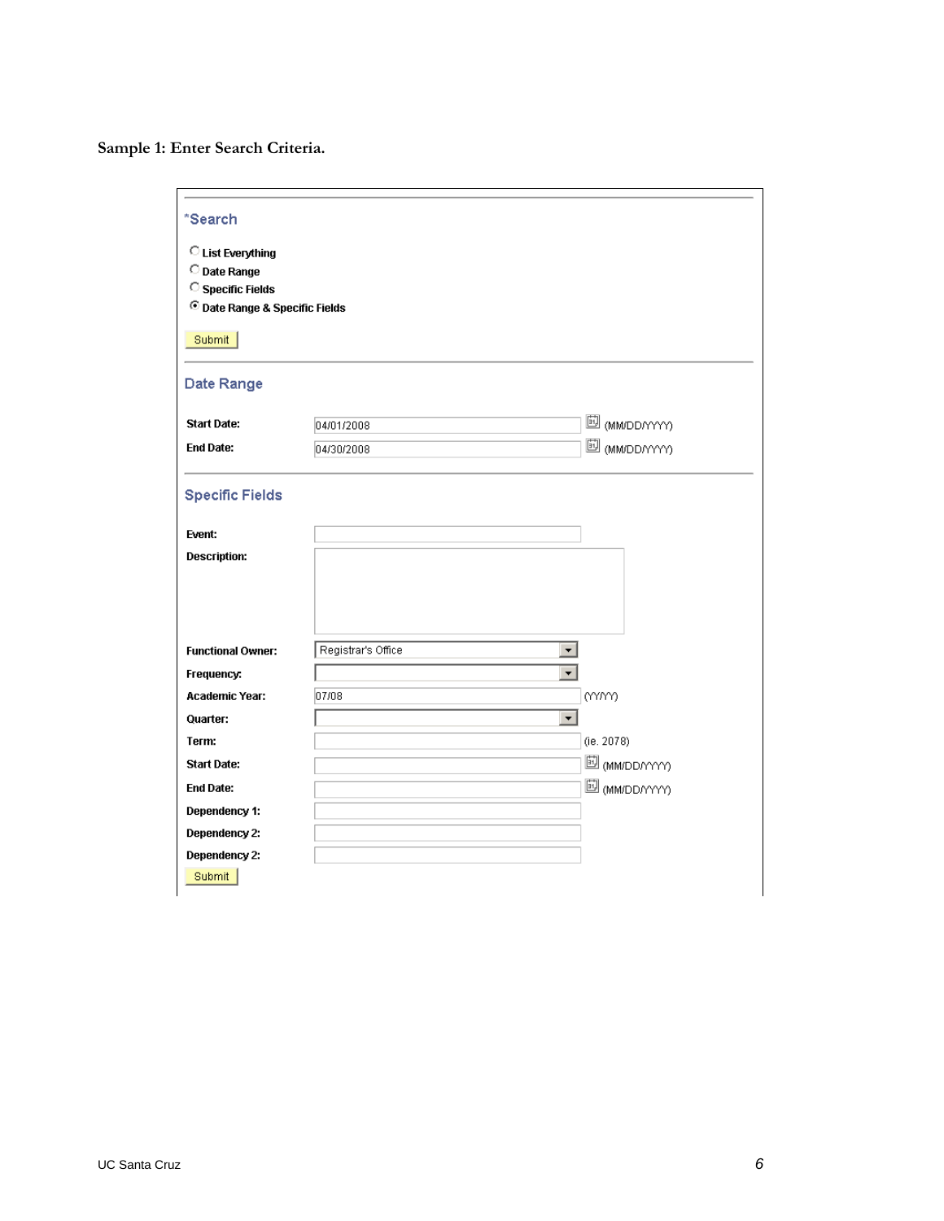**Sample 1: Enter Search Criteria.**

### *Search

- ○ List Everything
- ○ Date Range
- ○ Specific Fields
- ◉ Date Range & Specific Fields

[Submit]

### Date Range

| | | |
|---|---|---|
| **Start Date:** | 04/01/2008 | (MM/DD/YYYY) |
| **End Date:** | 04/30/2008 | (MM/DD/YYYY) |

### Specific Fields

| | | |
|---|---|---|
| **Event:** | | |
| **Description:** | | |
| **Functional Owner:** | Registrar's Office | |
| **Frequency:** | | |
| **Academic Year:** | 07/08 | (YY/YY) |
| **Quarter:** | | |
| **Term:** | | (ie. 2078) |
| **Start Date:** | | (MM/DD/YYYY) |
| **End Date:** | | (MM/DD/YYYY) |
| **Dependency 1:** | | |
| **Dependency 2:** | | |
| **Dependency 2:** | | |

[Submit]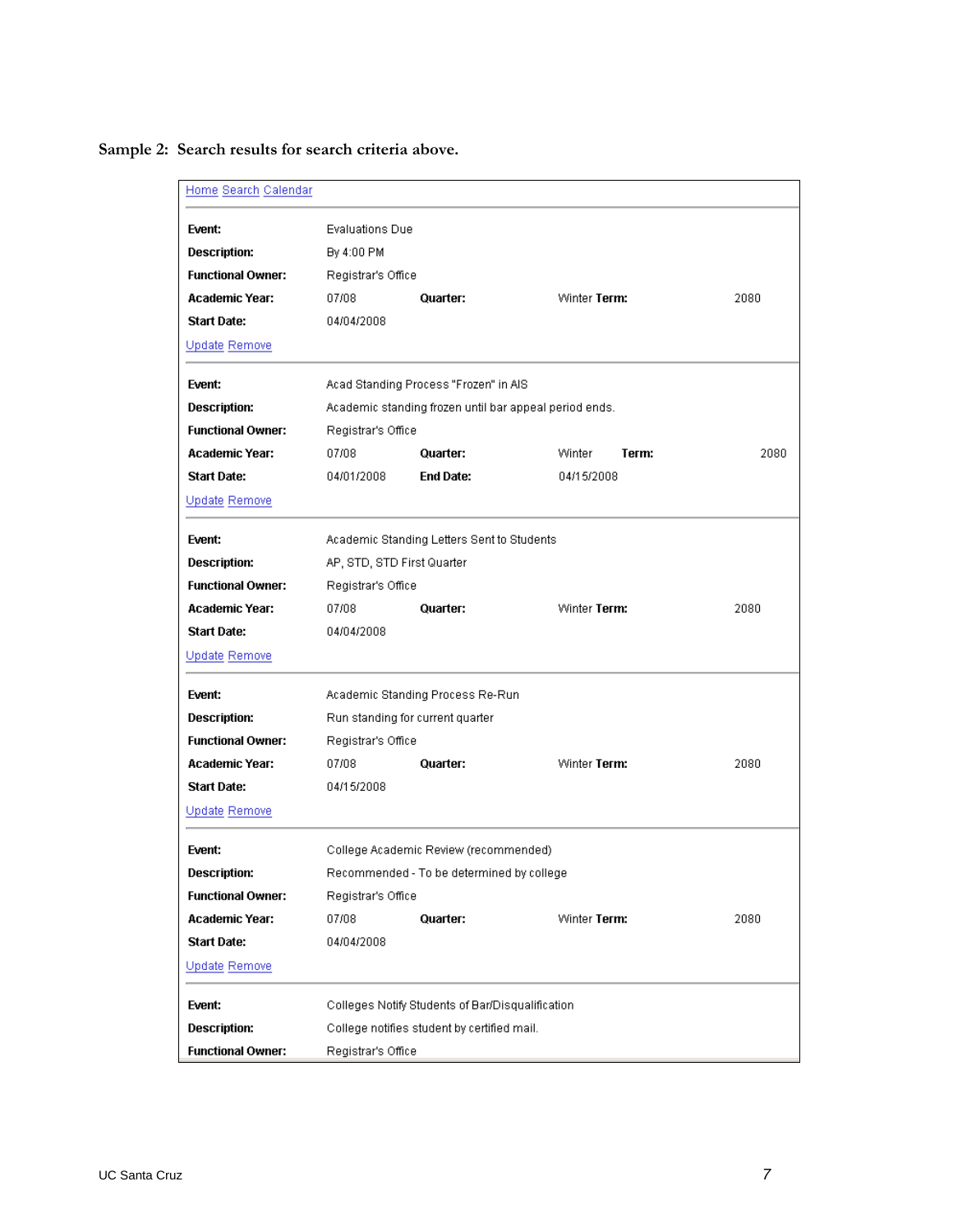**Sample 2: Search results for search criteria above.**

Home Search Calendar

| | | | | |
|---|---|---|---|---|
| **Event:** | Evaluations Due | | | |
| **Description:** | By 4:00 PM | | | |
| **Functional Owner:** | Registrar's Office | | | |
| **Academic Year:** | 07/08 | **Quarter:** | Winter **Term:** | 2080 |
| **Start Date:** | 04/04/2008 | | | |

Update Remove

| | | | | | |
|---|---|---|---|---|---|
| **Event:** | Acad Standing Process "Frozen" in AIS | | | | |
| **Description:** | Academic standing frozen until bar appeal period ends. | | | | |
| **Functional Owner:** | Registrar's Office | | | | |
| **Academic Year:** | 07/08 | **Quarter:** | Winter | **Term:** | 2080 |
| **Start Date:** | 04/01/2008 | **End Date:** | 04/15/2008 | | |

Update Remove

| | | | | |
|---|---|---|---|---|
| **Event:** | Academic Standing Letters Sent to Students | | | |
| **Description:** | AP, STD, STD First Quarter | | | |
| **Functional Owner:** | Registrar's Office | | | |
| **Academic Year:** | 07/08 | **Quarter:** | Winter **Term:** | 2080 |
| **Start Date:** | 04/04/2008 | | | |

Update Remove

| | | | | |
|---|---|---|---|---|
| **Event:** | Academic Standing Process Re-Run | | | |
| **Description:** | Run standing for current quarter | | | |
| **Functional Owner:** | Registrar's Office | | | |
| **Academic Year:** | 07/08 | **Quarter:** | Winter **Term:** | 2080 |
| **Start Date:** | 04/15/2008 | | | |

Update Remove

| | | | | |
|---|---|---|---|---|
| **Event:** | College Academic Review (recommended) | | | |
| **Description:** | Recommended - To be determined by college | | | |
| **Functional Owner:** | Registrar's Office | | | |
| **Academic Year:** | 07/08 | **Quarter:** | Winter **Term:** | 2080 |
| **Start Date:** | 04/04/2008 | | | |

Update Remove

| | |
|---|---|
| **Event:** | Colleges Notify Students of Bar/Disqualification |
| **Description:** | College notifies student by certified mail. |
| **Functional Owner:** | Registrar's Office |

UC Santa Cruz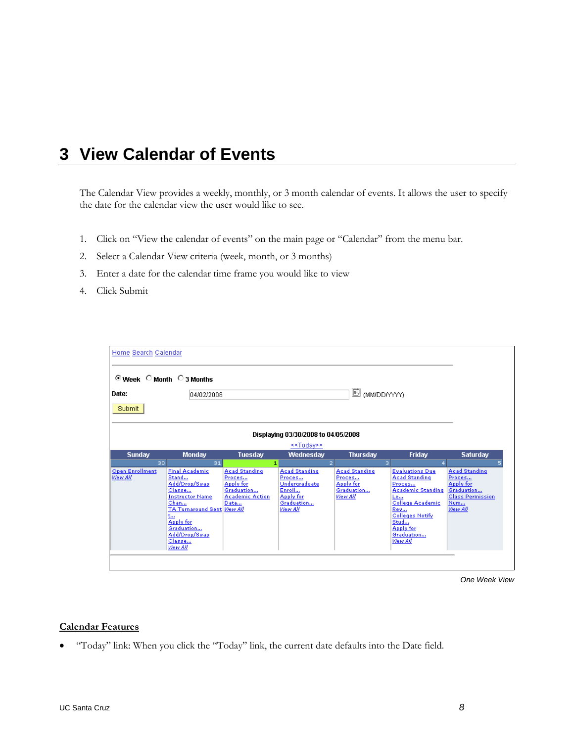# 3 View Calendar of Events

The Calendar View provides a weekly, monthly, or 3 month calendar of events. It allows the user to specify the date for the calendar view the user would like to see.

1. Click on "View the calendar of events" on the main page or "Calendar" from the menu bar.
2. Select a Calendar View criteria (week, month, or 3 months)
3. Enter a date for the calendar time frame you would like to view
4. Click Submit

Home Search Calendar

Week Month 3 Months

Date: 04/02/2008 (MM/DD/YYYY)

Submit

Displaying 03/30/2008 to 04/05/2008

<<Today>>

| Sunday | Monday | Tuesday | Wednesday | Thursday | Friday | Saturday |
|---|---|---|---|---|---|---|
| 30 | 31 | 1 | 2 | 3 | 4 | 5 |
| Open Enrollment<br>View All | Final Academic Stand...<br>Add/Drop/Swap Classe...<br>Instructor Name Chan...<br>TA Turnaround Sent t...<br>Apply for Graduation...<br>Add/Drop/Swap Classe...<br>View All | Acad Standing Proces...<br>Apply for Graduation...<br>Academic Action Data...<br>View All | Acad Standing Proces...<br>Undergraduate Enroll...<br>Apply for Graduation...<br>View All | Acad Standing Proces...<br>Apply for Graduation...<br>View All | Evaluations Due<br>Acad Standing Proces...<br>Academic Standing Le...<br>College Academic Rev...<br>Colleges Notify Stud...<br>Apply for Graduation...<br>View All | Acad Standing Proces...<br>Apply for Graduation...<br>Class Permission Num...<br>View All |

*One Week View*

**Calendar Features**

- "Today" link: When you click the "Today" link, the current date defaults into the Date field.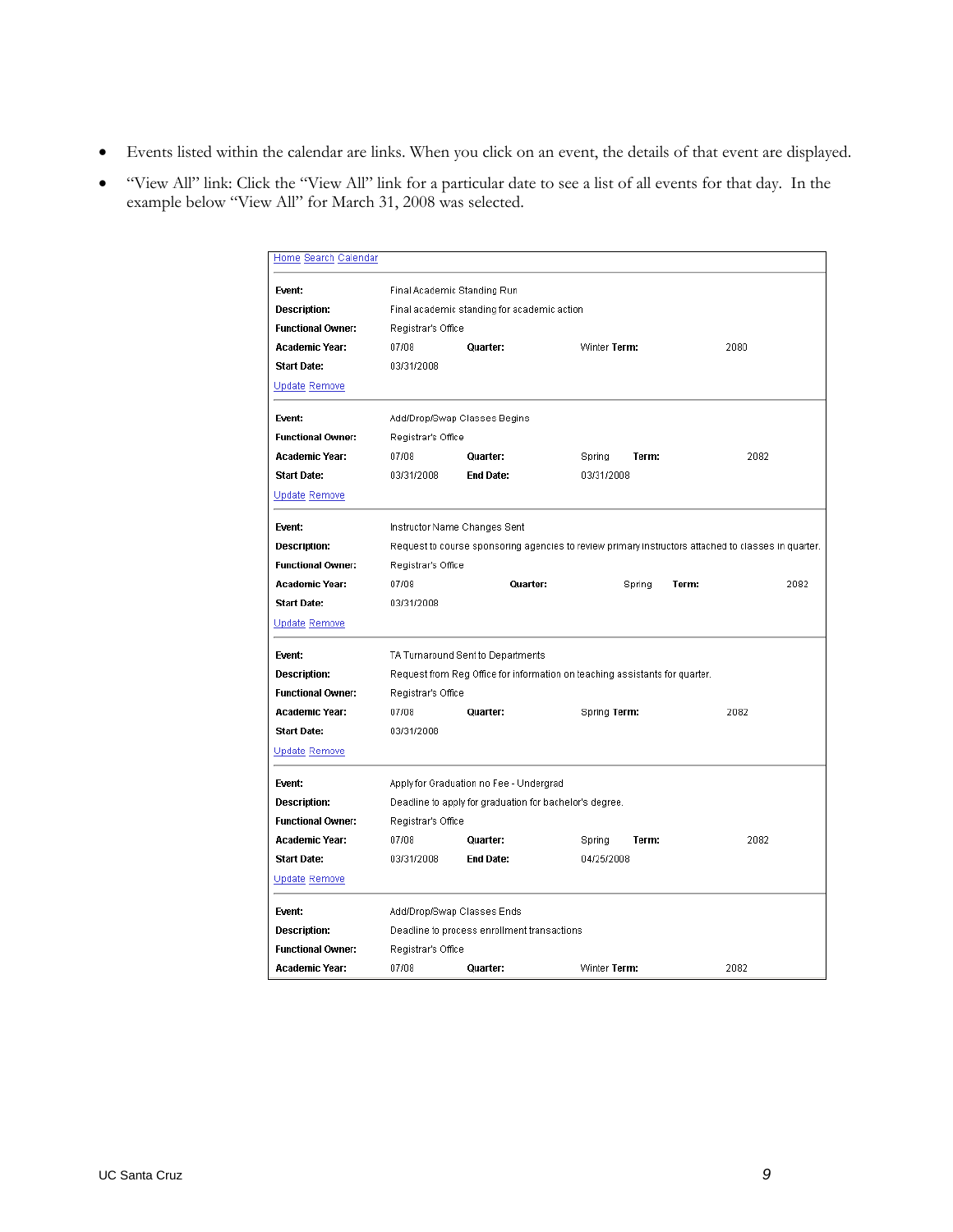- Events listed within the calendar are links. When you click on an event, the details of that event are displayed.
- "View All" link: Click the "View All" link for a particular date to see a list of all events for that day. In the example below "View All" for March 31, 2008 was selected.

Home Search Calendar

| | | | | | |
|---|---|---|---|---|---|
| **Event:** | Final Academic Standing Run | | | | |
| **Description:** | Final academic standing for academic action | | | | |
| **Functional Owner:** | Registrar's Office | | | | |
| **Academic Year:** | 07/08 | **Quarter:** | Winter | **Term:** | 2080 |
| **Start Date:** | 03/31/2008 | | | | |

Update Remove

| | | | | | |
|---|---|---|---|---|---|
| **Event:** | Add/Drop/Swap Classes Begins | | | | |
| **Functional Owner:** | Registrar's Office | | | | |
| **Academic Year:** | 07/08 | **Quarter:** | Spring | **Term:** | 2082 |
| **Start Date:** | 03/31/2008 | **End Date:** | 03/31/2008 | | |

Update Remove

| | | | | | |
|---|---|---|---|---|---|
| **Event:** | Instructor Name Changes Sent | | | | |
| **Description:** | Request to course sponsoring agencies to review primary instructors attached to classes in quarter. | | | | |
| **Functional Owner:** | Registrar's Office | | | | |
| **Academic Year:** | 07/08 | **Quarter:** | Spring | **Term:** | 2082 |
| **Start Date:** | 03/31/2008 | | | | |

Update Remove

| | | | | | |
|---|---|---|---|---|---|
| **Event:** | TA Turnaround Sent to Departments | | | | |
| **Description:** | Request from Reg Office for information on teaching assistants for quarter. | | | | |
| **Functional Owner:** | Registrar's Office | | | | |
| **Academic Year:** | 07/08 | **Quarter:** | Spring | **Term:** | 2082 |
| **Start Date:** | 03/31/2008 | | | | |

Update Remove

| | | | | | |
|---|---|---|---|---|---|
| **Event:** | Apply for Graduation no Fee - Undergrad | | | | |
| **Description:** | Deadline to apply for graduation for bachelor's degree. | | | | |
| **Functional Owner:** | Registrar's Office | | | | |
| **Academic Year:** | 07/08 | **Quarter:** | Spring | **Term:** | 2082 |
| **Start Date:** | 03/31/2008 | **End Date:** | 04/25/2008 | | |

Update Remove

| | | | | | |
|---|---|---|---|---|---|
| **Event:** | Add/Drop/Swap Classes Ends | | | | |
| **Description:** | Deadline to process enrollment transactions | | | | |
| **Functional Owner:** | Registrar's Office | | | | |
| **Academic Year:** | 07/08 | **Quarter:** | Winter | **Term:** | 2082 |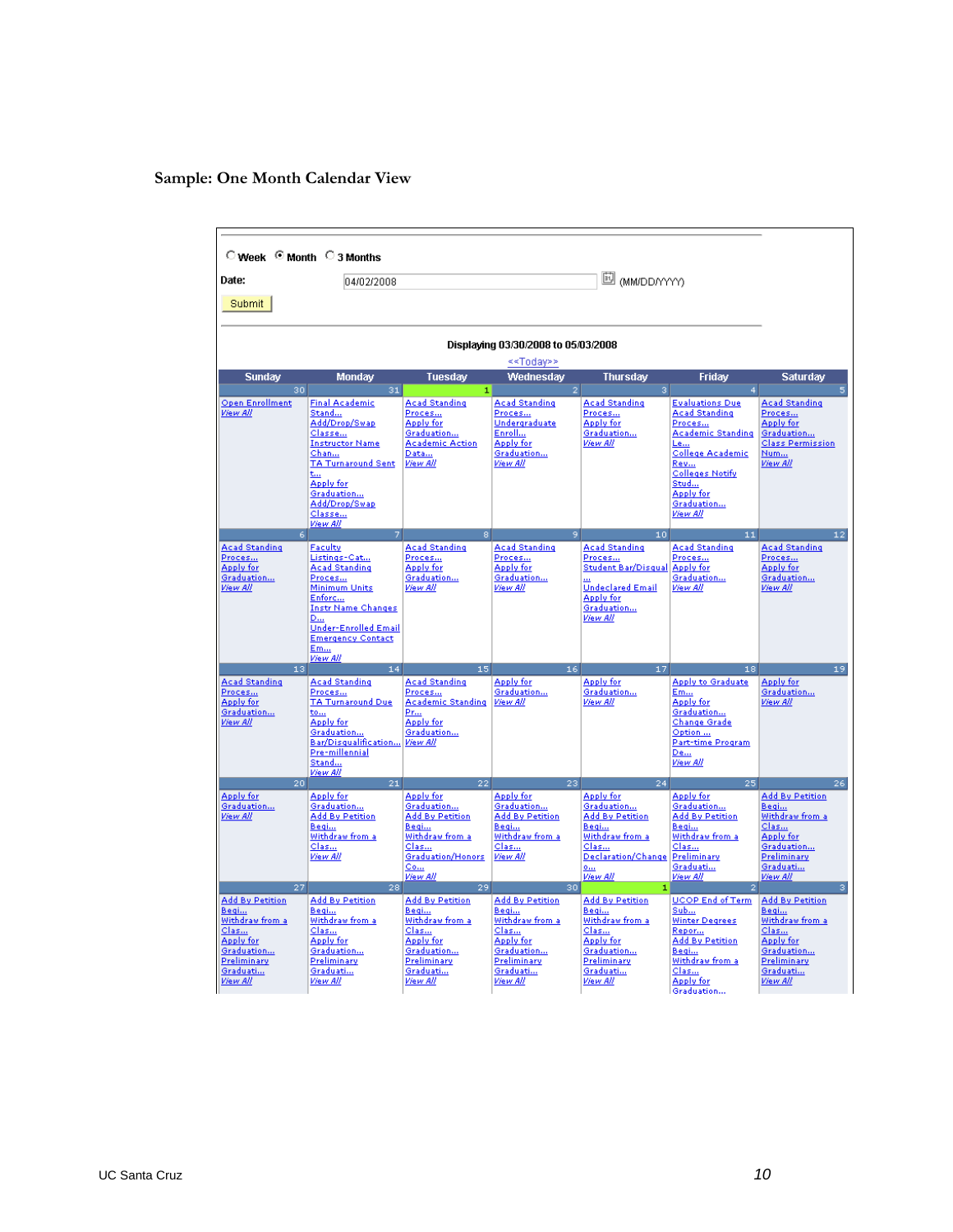### Sample: One Month Calendar View

○ Week ◉ Month ○ 3 Months

Date: 04/02/2008 (MM/DD/YYYY)

Submit

Displaying 03/30/2008 to 05/03/2008

<<Today>>

| Sunday | Monday | Tuesday | Wednesday | Thursday | Friday | Saturday |
|---|---|---|---|---|---|---|
| 30<br>Open Enrollment<br>View All | 31<br>Final Academic Stand...<br>Add/Drop/Swap Classe...<br>Instructor Name Chan...<br>TA Turnaround Sent t...<br>Apply for Graduation...<br>Add/Drop/Swap Classe...<br>View All | 1<br>Acad Standing Proces...<br>Apply for Graduation...<br>Academic Action Data...<br>View All | 2<br>Acad Standing Proces...<br>Undergraduate Enroll...<br>Apply for Graduation...<br>View All | 3<br>Acad Standing Proces...<br>Apply for Graduation...<br>View All | 4<br>Evaluations Due<br>Acad Standing Proces...<br>Academic Standing Le...<br>College Academic Rev...<br>Colleges Notify Stud...<br>Apply for Graduation...<br>View All | 5<br>Acad Standing Proces...<br>Apply for Graduation...<br>Class Permission Num...<br>View All |
| 6<br>Acad Standing Proces...<br>Apply for Graduation...<br>View All | 7<br>Faculty Listings-Cat...<br>Acad Standing Proces...<br>Minimum Units Enforc...<br>Instr Name Changes D...<br>Under-Enrolled Email<br>Emergency Contact Em...<br>View All | 8<br>Acad Standing Proces...<br>Apply for Graduation...<br>View All | 9<br>Acad Standing Proces...<br>Apply for Graduation...<br>View All | 10<br>Acad Standing Proces...<br>Student Bar/Disqual ...<br>Undeclared Email<br>Apply for Graduation...<br>View All | 11<br>Acad Standing Proces...<br>Apply for Graduation...<br>View All | 12<br>Acad Standing Proces...<br>Apply for Graduation...<br>View All |
| 13<br>Acad Standing Proces...<br>Apply for Graduation...<br>View All | 14<br>Acad Standing Proces...<br>TA Turnaround Due to...<br>Apply for Graduation...<br>Bar/Disqualification...<br>Pre-millennial Stand...<br>View All | 15<br>Acad Standing Proces...<br>Academic Standing Pr...<br>Apply for Graduation...<br>View All | 16<br>Apply for Graduation...<br>View All | 17<br>Apply for Graduation...<br>View All | 18<br>Apply to Graduate Em...<br>Apply for Graduation...<br>Change Grade Option ...<br>Part-time Program De...<br>View All | 19<br>Apply for Graduation...<br>View All |
| 20<br>Apply for Graduation...<br>View All | 21<br>Apply for Graduation...<br>Add By Petition Begi...<br>Withdraw from a Clas...<br>View All | 22<br>Apply for Graduation...<br>Add By Petition Begi...<br>Withdraw from a Clas...<br>Graduation/Honors Co...<br>View All | 23<br>Apply for Graduation...<br>Add By Petition Begi...<br>Withdraw from a Clas...<br>View All | 24<br>Apply for Graduation...<br>Add By Petition Begi...<br>Withdraw from a Clas...<br>Declaration/Change o...<br>View All | 25<br>Apply for Graduation...<br>Add By Petition Begi...<br>Withdraw from a Clas...<br>Preliminary Graduati...<br>View All | 26<br>Add By Petition Begi...<br>Withdraw from a Clas...<br>Apply for Graduation...<br>Preliminary Graduati...<br>View All |
| 27<br>Add By Petition Begi...<br>Withdraw from a Clas...<br>Apply for Graduation...<br>Preliminary Graduati...<br>View All | 28<br>Add By Petition Begi...<br>Withdraw from a Clas...<br>Apply for Graduation...<br>Preliminary Graduati...<br>View All | 29<br>Add By Petition Begi...<br>Withdraw from a Clas...<br>Apply for Graduation...<br>Preliminary Graduati...<br>View All | 30<br>Add By Petition Begi...<br>Withdraw from a Clas...<br>Apply for Graduation...<br>Preliminary Graduati...<br>View All | 1<br>Add By Petition Begi...<br>Withdraw from a Clas...<br>Apply for Graduation...<br>Preliminary Graduati...<br>View All | 2<br>UCOP End of Term Sub...<br>Winter Degrees Repor...<br>Add By Petition Begi...<br>Withdraw from a Clas...<br>Apply for Graduation... | 3<br>Add By Petition Begi...<br>Withdraw from a Clas...<br>Apply for Graduation...<br>Preliminary Graduati...<br>View All |

UC Santa Cruz